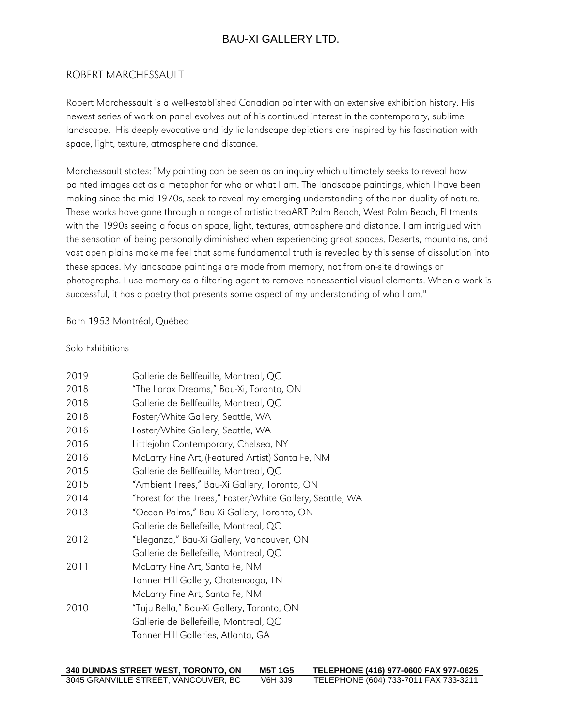# BAU-XI GALLERY LTD.

## ROBERT MARCHESSAULT

Robert Marchessault is a well-established Canadian painter with an extensive exhibition history. His newest series of work on panel evolves out of his continued interest in the contemporary, sublime landscape. His deeply evocative and idyllic landscape depictions are inspired by his fascination with space, light, texture, atmosphere and distance.

Marchessault states: "My painting can be seen as an inquiry which ultimately seeks to reveal how painted images act as a metaphor for who or what I am. The landscape paintings, which I have been making since the mid-1970s, seek to reveal my emerging understanding of the non-duality of nature. These works have gone through a range of artistic treaART Palm Beach, West Palm Beach, FLtments with the 1990s seeing a focus on space, light, textures, atmosphere and distance. I am intrigued with the sensation of being personally diminished when experiencing great spaces. Deserts, mountains, and vast open plains make me feel that some fundamental truth is revealed by this sense of dissolution into these spaces. My landscape paintings are made from memory, not from on-site drawings or photographs. I use memory as a filtering agent to remove nonessential visual elements. When a work is successful, it has a poetry that presents some aspect of my understanding of who I am."

Born 1953 Montréal, Québec

Solo Exhibitions

| | |
|---|---|
| 2019 | Gallerie de Bellfeuille, Montreal, QC |
| 2018 | "The Lorax Dreams," Bau-Xi, Toronto, ON |
| 2018 | Gallerie de Bellfeuille, Montreal, QC |
| 2018 | Foster/White Gallery, Seattle, WA |
| 2016 | Foster/White Gallery, Seattle, WA |
| 2016 | Littlejohn Contemporary, Chelsea, NY |
| 2016 | McLarry Fine Art, (Featured Artist) Santa Fe, NM |
| 2015 | Gallerie de Bellfeuille, Montreal, QC |
| 2015 | "Ambient Trees," Bau-Xi Gallery, Toronto, ON |
| 2014 | "Forest for the Trees," Foster/White Gallery, Seattle, WA |
| 2013 | "Ocean Palms," Bau-Xi Gallery, Toronto, ON |
| | Gallerie de Bellefeille, Montreal, QC |
| 2012 | "Eleganza," Bau-Xi Gallery, Vancouver, ON |
| | Gallerie de Bellefeille, Montreal, QC |
| 2011 | McLarry Fine Art, Santa Fe, NM |
| | Tanner Hill Gallery, Chatenooga, TN |
| | McLarry Fine Art, Santa Fe, NM |
| 2010 | "Tuju Bella," Bau-Xi Gallery, Toronto, ON |
| | Gallerie de Bellefeille, Montreal, QC |
| | Tanner Hill Galleries, Atlanta, GA |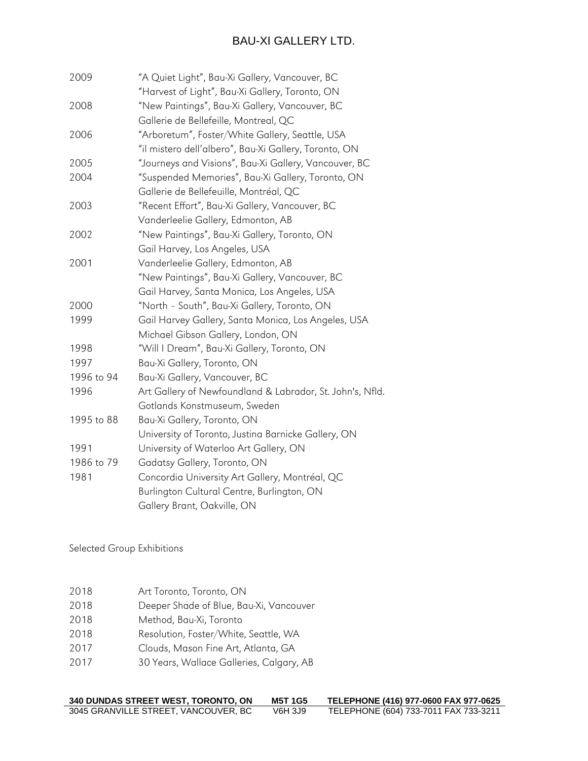| | |
|---|---|
| 2009 | "A Quiet Light", Bau-Xi Gallery, Vancouver, BC |
| | "Harvest of Light", Bau-Xi Gallery, Toronto, ON |
| 2008 | "New Paintings", Bau-Xi Gallery, Vancouver, BC |
| | Gallerie de Bellefeille, Montreal, QC |
| 2006 | "Arboretum", Foster/White Gallery, Seattle, USA |
| | "il mistero dell'albero", Bau-Xi Gallery, Toronto, ON |
| 2005 | "Journeys and Visions", Bau-Xi Gallery, Vancouver, BC |
| 2004 | "Suspended Memories", Bau-Xi Gallery, Toronto, ON |
| | Gallerie de Bellefeuille, Montréal, QC |
| 2003 | "Recent Effort", Bau-Xi Gallery, Vancouver, BC |
| | Vanderleelie Gallery, Edmonton, AB |
| 2002 | "New Paintings", Bau-Xi Gallery, Toronto, ON |
| | Gail Harvey, Los Angeles, USA |
| 2001 | Vanderleelie Gallery, Edmonton, AB |
| | "New Paintings", Bau-Xi Gallery, Vancouver, BC |
| | Gail Harvey, Santa Monica, Los Angeles, USA |
| 2000 | "North – South", Bau-Xi Gallery, Toronto, ON |
| 1999 | Gail Harvey Gallery, Santa Monica, Los Angeles, USA |
| | Michael Gibson Gallery, London, ON |
| 1998 | "Will I Dream", Bau-Xi Gallery, Toronto, ON |
| 1997 | Bau-Xi Gallery, Toronto, ON |
| 1996 to 94 | Bau-Xi Gallery, Vancouver, BC |
| 1996 | Art Gallery of Newfoundland & Labrador, St. John's, Nfld. |
| | Gotlands Konstmuseum, Sweden |
| 1995 to 88 | Bau-Xi Gallery, Toronto, ON |
| | University of Toronto, Justina Barnicke Gallery, ON |
| 1991 | University of Waterloo Art Gallery, ON |
| 1986 to 79 | Gadatsy Gallery, Toronto, ON |
| 1981 | Concordia University Art Gallery, Montréal, QC |
| | Burlington Cultural Centre, Burlington, ON |
| | Gallery Brant, Oakville, ON |

Selected Group Exhibitions

| | |
|---|---|
| 2018 | Art Toronto, Toronto, ON |
| 2018 | Deeper Shade of Blue, Bau-Xi, Vancouver |
| 2018 | Method, Bau-Xi, Toronto |
| 2018 | Resolution, Foster/White, Seattle, WA |
| 2017 | Clouds, Mason Fine Art, Atlanta, GA |
| 2017 | 30 Years, Wallace Galleries, Calgary, AB |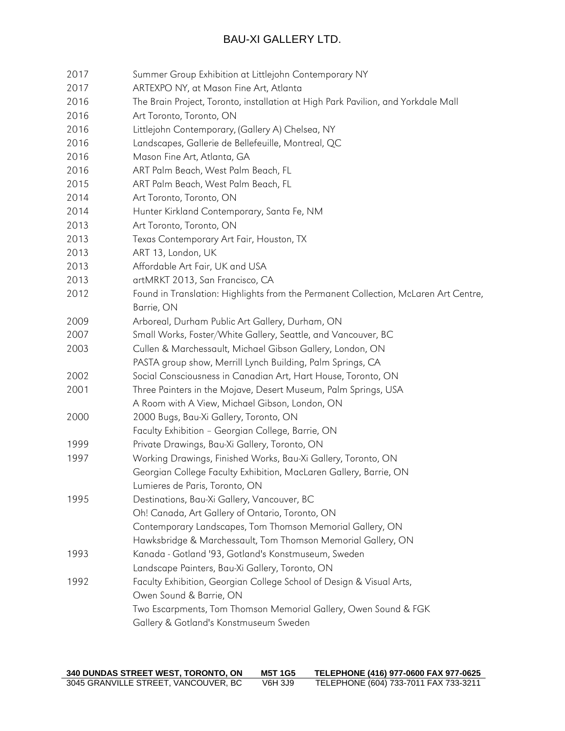| | |
|---|---|
| 2017 | Summer Group Exhibition at Littlejohn Contemporary NY |
| 2017 | ARTEXPO NY, at Mason Fine Art, Atlanta |
| 2016 | The Brain Project, Toronto, installation at High Park Pavilion, and Yorkdale Mall |
| 2016 | Art Toronto, Toronto, ON |
| 2016 | Littlejohn Contemporary, (Gallery A) Chelsea, NY |
| 2016 | Landscapes, Gallerie de Bellefeuille, Montreal, QC |
| 2016 | Mason Fine Art, Atlanta, GA |
| 2016 | ART Palm Beach, West Palm Beach, FL |
| 2015 | ART Palm Beach, West Palm Beach, FL |
| 2014 | Art Toronto, Toronto, ON |
| 2014 | Hunter Kirkland Contemporary, Santa Fe, NM |
| 2013 | Art Toronto, Toronto, ON |
| 2013 | Texas Contemporary Art Fair, Houston, TX |
| 2013 | ART 13, London, UK |
| 2013 | Affordable Art Fair, UK and USA |
| 2013 | artMRKT 2013, San Francisco, CA |
| 2012 | Found in Translation: Highlights from the Permanent Collection, McLaren Art Centre, Barrie, ON |
| 2009 | Arboreal, Durham Public Art Gallery, Durham, ON |
| 2007 | Small Works, Foster/White Gallery, Seattle, and Vancouver, BC |
| 2003 | Cullen & Marchessault, Michael Gibson Gallery, London, ON |
| | PASTA group show, Merrill Lynch Building, Palm Springs, CA |
| 2002 | Social Consciousness in Canadian Art, Hart House, Toronto, ON |
| 2001 | Three Painters in the Mojave, Desert Museum, Palm Springs, USA |
| | A Room with A View, Michael Gibson, London, ON |
| 2000 | 2000 Bugs, Bau-Xi Gallery, Toronto, ON |
| | Faculty Exhibition – Georgian College, Barrie, ON |
| 1999 | Private Drawings, Bau-Xi Gallery, Toronto, ON |
| 1997 | Working Drawings, Finished Works, Bau-Xi Gallery, Toronto, ON |
| | Georgian College Faculty Exhibition, MacLaren Gallery, Barrie, ON |
| | Lumieres de Paris, Toronto, ON |
| 1995 | Destinations, Bau-Xi Gallery, Vancouver, BC |
| | Oh! Canada, Art Gallery of Ontario, Toronto, ON |
| | Contemporary Landscapes, Tom Thomson Memorial Gallery, ON |
| | Hawksbridge & Marchessault, Tom Thomson Memorial Gallery, ON |
| 1993 | Kanada - Gotland '93, Gotland's Konstmuseum, Sweden |
| | Landscape Painters, Bau-Xi Gallery, Toronto, ON |
| 1992 | Faculty Exhibition, Georgian College School of Design & Visual Arts, Owen Sound & Barrie, ON |
| | Two Escarpments, Tom Thomson Memorial Gallery, Owen Sound & FGK Gallery & Gotland's Konstmuseum Sweden |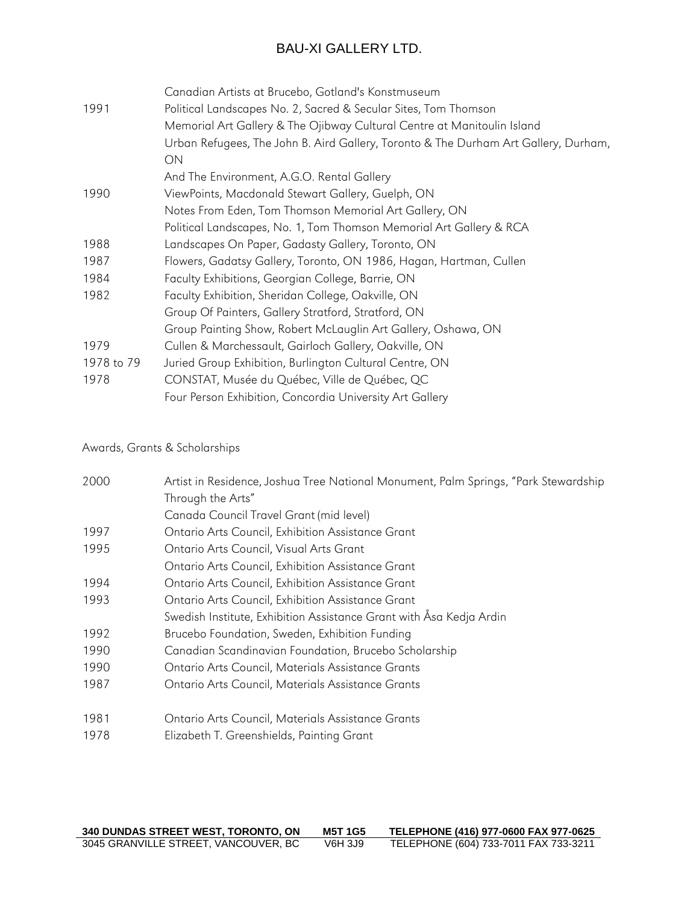| | |
|---|---|
| | Canadian Artists at Brucebo, Gotland's Konstmuseum |
| 1991 | Political Landscapes No. 2, Sacred & Secular Sites, Tom Thomson Memorial Art Gallery & The Ojibway Cultural Centre at Manitoulin Island |
| | Urban Refugees, The John B. Aird Gallery, Toronto & The Durham Art Gallery, Durham, ON |
| | And The Environment, A.G.O. Rental Gallery |
| 1990 | ViewPoints, Macdonald Stewart Gallery, Guelph, ON |
| | Notes From Eden, Tom Thomson Memorial Art Gallery, ON |
| | Political Landscapes, No. 1, Tom Thomson Memorial Art Gallery & RCA |
| 1988 | Landscapes On Paper, Gadasty Gallery, Toronto, ON |
| 1987 | Flowers, Gadatsy Gallery, Toronto, ON 1986, Hagan, Hartman, Cullen |
| 1984 | Faculty Exhibitions, Georgian College, Barrie, ON |
| 1982 | Faculty Exhibition, Sheridan College, Oakville, ON |
| | Group Of Painters, Gallery Stratford, Stratford, ON |
| | Group Painting Show, Robert McLaughlin Art Gallery, Oshawa, ON |
| 1979 | Cullen & Marchessault, Gairloch Gallery, Oakville, ON |
| 1978 to 79 | Juried Group Exhibition, Burlington Cultural Centre, ON |
| 1978 | CONSTAT, Musée du Québec, Ville de Québec, QC |
| | Four Person Exhibition, Concordia University Art Gallery |

## Awards, Grants & Scholarships

| | |
|---|---|
| 2000 | Artist in Residence, Joshua Tree National Monument, Palm Springs, "Park Stewardship Through the Arts" |
| | Canada Council Travel Grant (mid level) |
| 1997 | Ontario Arts Council, Exhibition Assistance Grant |
| 1995 | Ontario Arts Council, Visual Arts Grant |
| | Ontario Arts Council, Exhibition Assistance Grant |
| 1994 | Ontario Arts Council, Exhibition Assistance Grant |
| 1993 | Ontario Arts Council, Exhibition Assistance Grant |
| | Swedish Institute, Exhibition Assistance Grant with Åsa Kedja Ardin |
| 1992 | Brucebo Foundation, Sweden, Exhibition Funding |
| 1990 | Canadian Scandinavian Foundation, Brucebo Scholarship |
| 1990 | Ontario Arts Council, Materials Assistance Grants |
| 1987 | Ontario Arts Council, Materials Assistance Grants |
| 1981 | Ontario Arts Council, Materials Assistance Grants |
| 1978 | Elizabeth T. Greenshields, Painting Grant |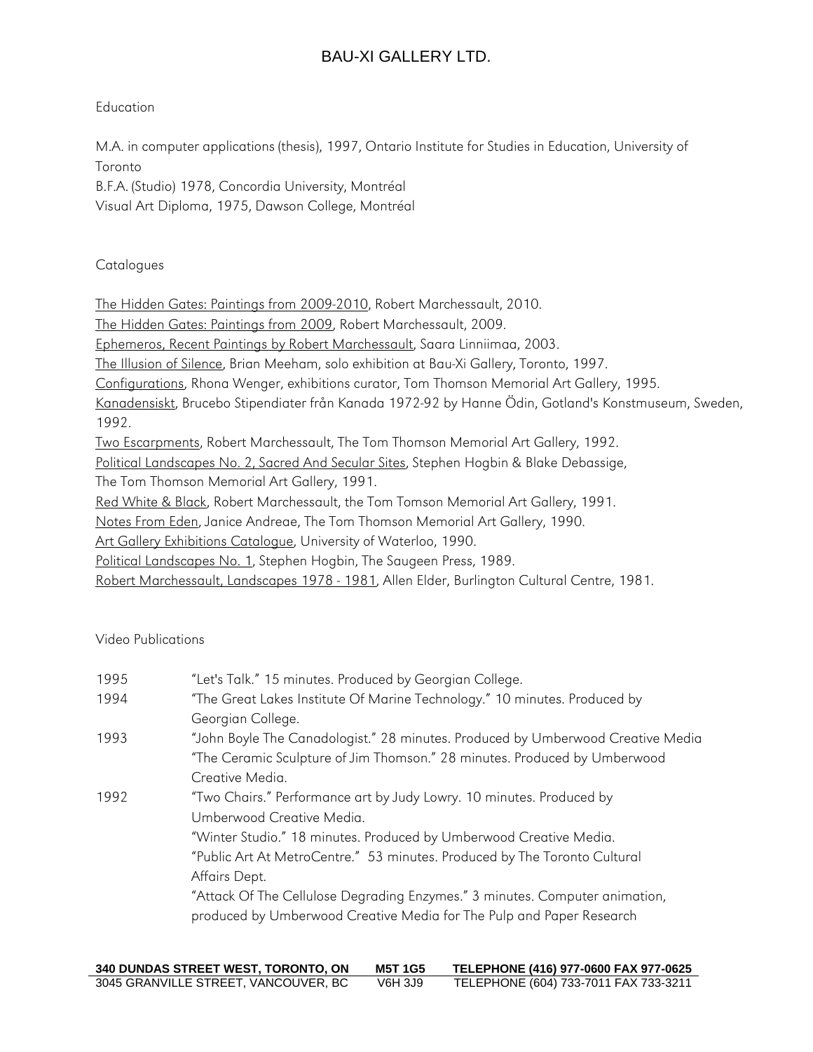Education

M.A. in computer applications (thesis), 1997, Ontario Institute for Studies in Education, University of Toronto
B.F.A. (Studio) 1978, Concordia University, Montréal
Visual Art Diploma, 1975, Dawson College, Montréal

Catalogues

The Hidden Gates: Paintings from 2009-2010, Robert Marchessault, 2010.
The Hidden Gates: Paintings from 2009, Robert Marchessault, 2009.
Ephemeros, Recent Paintings by Robert Marchessault, Saara Linniimaa, 2003.
The Illusion of Silence, Brian Meeham, solo exhibition at Bau-Xi Gallery, Toronto, 1997.
Configurations, Rhona Wenger, exhibitions curator, Tom Thomson Memorial Art Gallery, 1995.
Kanadensiskt, Brucebo Stipendiater från Kanada 1972-92 by Hanne Ödin, Gotland's Konstmuseum, Sweden, 1992.
Two Escarpments, Robert Marchessault, The Tom Thomson Memorial Art Gallery, 1992.
Political Landscapes No. 2, Sacred And Secular Sites, Stephen Hogbin & Blake Debassige, The Tom Thomson Memorial Art Gallery, 1991.
Red White & Black, Robert Marchessault, the Tom Tomson Memorial Art Gallery, 1991.
Notes From Eden, Janice Andreae, The Tom Thomson Memorial Art Gallery, 1990.
Art Gallery Exhibitions Catalogue, University of Waterloo, 1990.
Political Landscapes No. 1, Stephen Hogbin, The Saugeen Press, 1989.
Robert Marchessault, Landscapes 1978 - 1981, Allen Elder, Burlington Cultural Centre, 1981.

Video Publications

1995 "Let's Talk." 15 minutes. Produced by Georgian College.

1994 "The Great Lakes Institute Of Marine Technology." 10 minutes. Produced by Georgian College.

1993 "John Boyle The Canadologist." 28 minutes. Produced by Umberwood Creative Media
"The Ceramic Sculpture of Jim Thomson." 28 minutes. Produced by Umberwood Creative Media.

1992 "Two Chairs." Performance art by Judy Lowry. 10 minutes. Produced by Umberwood Creative Media.
"Winter Studio." 18 minutes. Produced by Umberwood Creative Media.
"Public Art At MetroCentre." 53 minutes. Produced by The Toronto Cultural Affairs Dept.
"Attack Of The Cellulose Degrading Enzymes." 3 minutes. Computer animation, produced by Umberwood Creative Media for The Pulp and Paper Research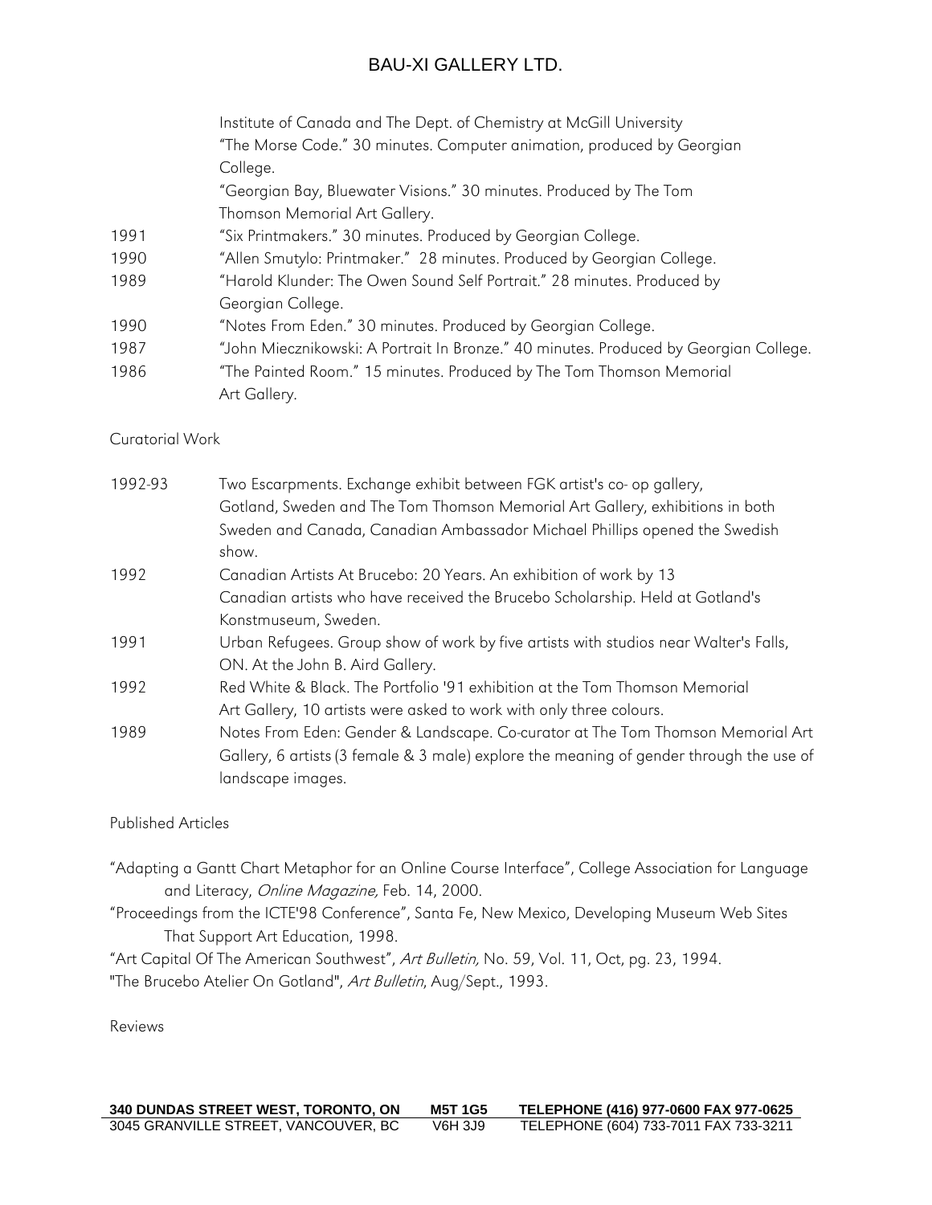Institute of Canada and The Dept. of Chemistry at McGill University
"The Morse Code." 30 minutes. Computer animation, produced by Georgian College.
"Georgian Bay, Bluewater Visions." 30 minutes. Produced by The Tom Thomson Memorial Art Gallery.

1991 "Six Printmakers." 30 minutes. Produced by Georgian College.

1990 "Allen Smutylo: Printmaker." 28 minutes. Produced by Georgian College.

1989 "Harold Klunder: The Owen Sound Self Portrait." 28 minutes. Produced by Georgian College.

1990 "Notes From Eden." 30 minutes. Produced by Georgian College.

1987 "John Miecznikowski: A Portrait In Bronze." 40 minutes. Produced by Georgian College.

1986 "The Painted Room." 15 minutes. Produced by The Tom Thomson Memorial Art Gallery.

Curatorial Work

1992-93 Two Escarpments. Exchange exhibit between FGK artist's co- op gallery, Gotland, Sweden and The Tom Thomson Memorial Art Gallery, exhibitions in both Sweden and Canada, Canadian Ambassador Michael Phillips opened the Swedish show.

1992 Canadian Artists At Brucebo: 20 Years. An exhibition of work by 13 Canadian artists who have received the Brucebo Scholarship. Held at Gotland's Konstmuseum, Sweden.

1991 Urban Refugees. Group show of work by five artists with studios near Walter's Falls, ON. At the John B. Aird Gallery.

1992 Red White & Black. The Portfolio '91 exhibition at the Tom Thomson Memorial Art Gallery, 10 artists were asked to work with only three colours.

1989 Notes From Eden: Gender & Landscape. Co-curator at The Tom Thomson Memorial Art Gallery, 6 artists (3 female & 3 male) explore the meaning of gender through the use of landscape images.

Published Articles

"Adapting a Gantt Chart Metaphor for an Online Course Interface", College Association for Language and Literacy, *Online Magazine,* Feb. 14, 2000.

"Proceedings from the ICTE'98 Conference", Santa Fe, New Mexico, Developing Museum Web Sites That Support Art Education, 1998.

"Art Capital Of The American Southwest", *Art Bulletin,* No. 59, Vol. 11, Oct, pg. 23, 1994.

"The Brucebo Atelier On Gotland", *Art Bulletin*, Aug/Sept., 1993.

Reviews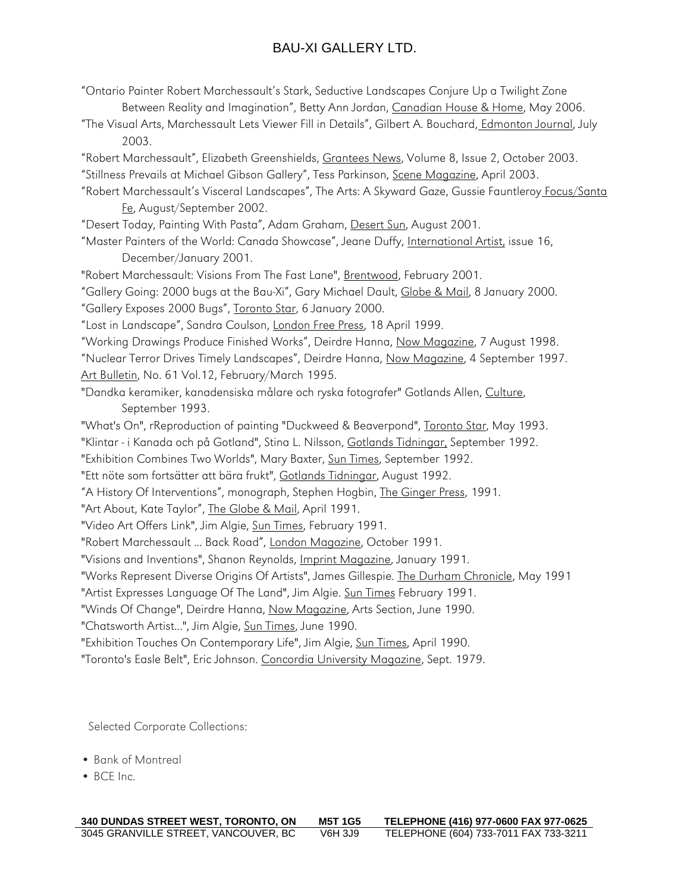"Ontario Painter Robert Marchessault's Stark, Seductive Landscapes Conjure Up a Twilight Zone Between Reality and Imagination", Betty Ann Jordan, Canadian House & Home, May 2006.

"The Visual Arts, Marchessault Lets Viewer Fill in Details", Gilbert A. Bouchard, Edmonton Journal, July 2003.

"Robert Marchessault", Elizabeth Greenshields, Grantees News, Volume 8, Issue 2, October 2003.

"Stillness Prevails at Michael Gibson Gallery", Tess Parkinson, Scene Magazine, April 2003.

"Robert Marchessault's Visceral Landscapes", The Arts: A Skyward Gaze, Gussie Fauntleroy Focus/Santa Fe, August/September 2002.

"Desert Today, Painting With Pasta", Adam Graham, Desert Sun, August 2001.

"Master Painters of the World: Canada Showcase", Jeane Duffy, International Artist, issue 16, December/January 2001.

"Robert Marchessault: Visions From The Fast Lane", Brentwood, February 2001.

"Gallery Going: 2000 bugs at the Bau-Xi", Gary Michael Dault, Globe & Mail, 8 January 2000.

"Gallery Exposes 2000 Bugs", Toronto Star, 6 January 2000.

"Lost in Landscape", Sandra Coulson, London Free Press, 18 April 1999.

"Working Drawings Produce Finished Works", Deirdre Hanna, Now Magazine, 7 August 1998.

"Nuclear Terror Drives Timely Landscapes", Deirdre Hanna, Now Magazine, 4 September 1997.

Art Bulletin, No. 61 Vol.12, February/March 1995.

"Dandka keramiker, kanadensiska målare och ryska fotografer" Gotlands Allen, Culture, September 1993.

"What's On", rReproduction of painting "Duckweed & Beaverpond", Toronto Star, May 1993.

"Klintar - i Kanada och på Gotland", Stina L. Nilsson, Gotlands Tidningar, September 1992.

"Exhibition Combines Two Worlds", Mary Baxter, Sun Times, September 1992.

"Ett nöte som fortsätter att bära frukt", Gotlands Tidningar, August 1992.

"A History Of Interventions", monograph, Stephen Hogbin, The Ginger Press, 1991.

"Art About, Kate Taylor", The Globe & Mail, April 1991.

"Video Art Offers Link", Jim Algie, Sun Times, February 1991.

"Robert Marchessault ... Back Road", London Magazine, October 1991.

"Visions and Inventions", Shanon Reynolds, Imprint Magazine, January 1991.

"Works Represent Diverse Origins Of Artists", James Gillespie. The Durham Chronicle, May 1991

"Artist Expresses Language Of The Land", Jim Algie. Sun Times February 1991.

"Winds Of Change", Deirdre Hanna, Now Magazine, Arts Section, June 1990.

"Chatsworth Artist...", Jim Algie, Sun Times, June 1990.

"Exhibition Touches On Contemporary Life", Jim Algie, Sun Times, April 1990.

"Toronto's Easle Belt", Eric Johnson. Concordia University Magazine, Sept. 1979.

Selected Corporate Collections:

- Bank of Montreal
- BCE Inc.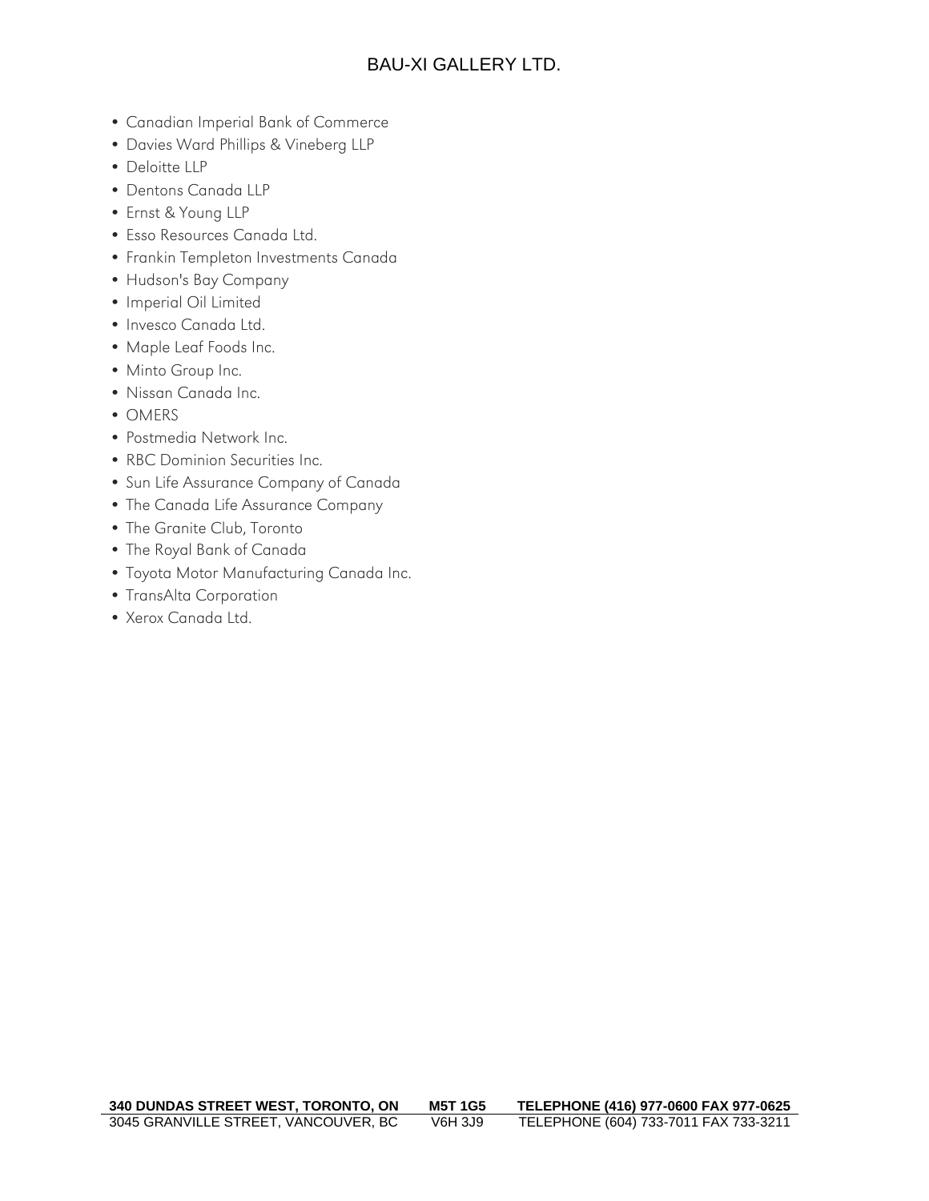- Canadian Imperial Bank of Commerce
- Davies Ward Phillips & Vineberg LLP
- Deloitte LLP
- Dentons Canada LLP
- Ernst & Young LLP
- Esso Resources Canada Ltd.
- Frankin Templeton Investments Canada
- Hudson's Bay Company
- Imperial Oil Limited
- Invesco Canada Ltd.
- Maple Leaf Foods Inc.
- Minto Group Inc.
- Nissan Canada Inc.
- OMERS
- Postmedia Network Inc.
- RBC Dominion Securities Inc.
- Sun Life Assurance Company of Canada
- The Canada Life Assurance Company
- The Granite Club, Toronto
- The Royal Bank of Canada
- Toyota Motor Manufacturing Canada Inc.
- TransAlta Corporation
- Xerox Canada Ltd.